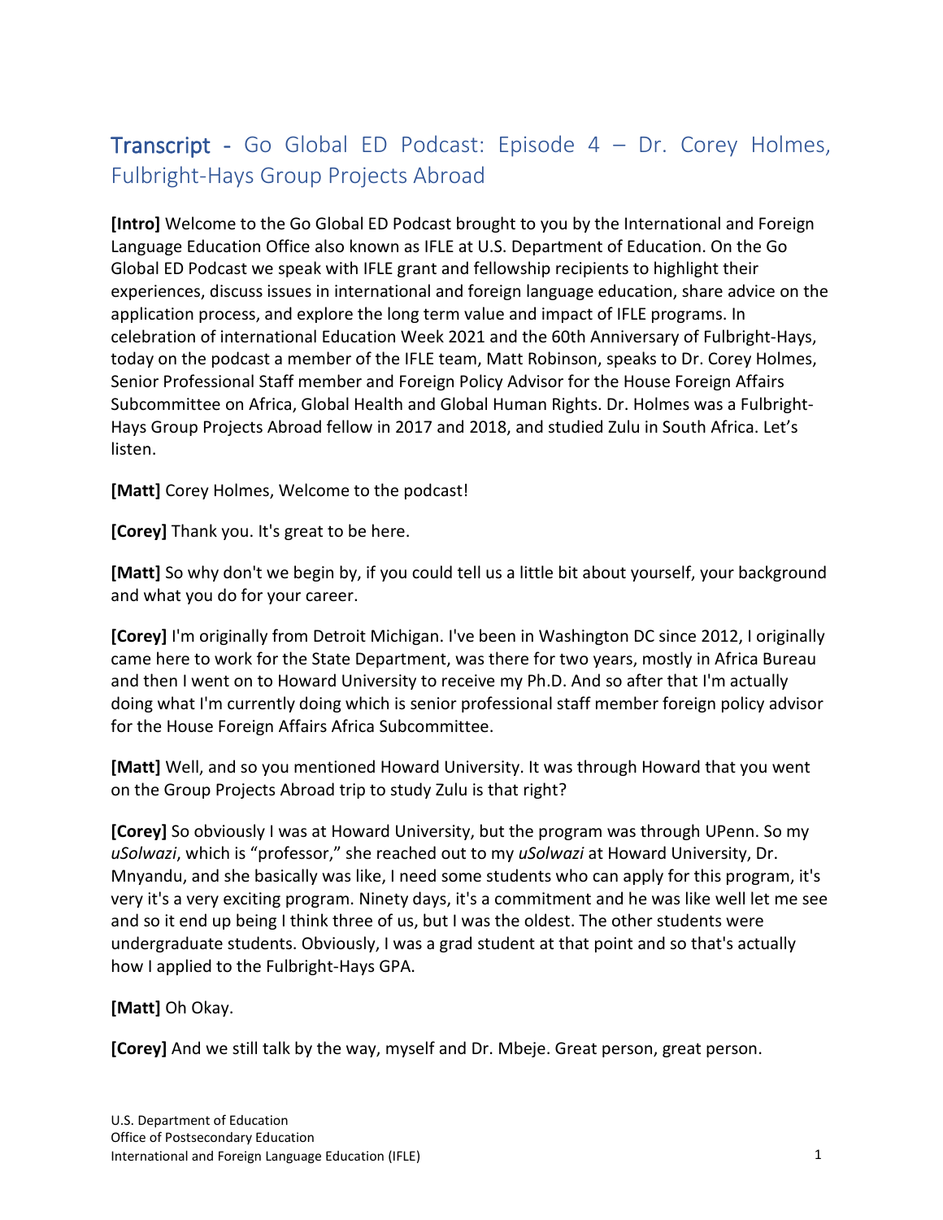# Transcript - Go Global ED Podcast: Episode 4 – Dr. Corey Holmes, Fulbright-Hays Group Projects Abroad

**[Intro]** Welcome to the Go Global ED Podcast brought to you by the International and Foreign Language Education Office also known as IFLE at U.S. Department of Education. On the Go Global ED Podcast we speak with IFLE grant and fellowship recipients to highlight their experiences, discuss issues in international and foreign language education, share advice on the application process, and explore the long term value and impact of IFLE programs. In celebration of international Education Week 2021 and the 60th Anniversary of Fulbright-Hays, today on the podcast a member of the IFLE team, Matt Robinson, speaks to Dr. Corey Holmes, Senior Professional Staff member and Foreign Policy Advisor for the House Foreign Affairs Subcommittee on Africa, Global Health and Global Human Rights. Dr. Holmes was a Fulbright-Hays Group Projects Abroad fellow in 2017 and 2018, and studied Zulu in South Africa. Let's listen.

**[Matt]** Corey Holmes, Welcome to the podcast!

**[Corey]** Thank you. It's great to be here.

**[Matt]** So why don't we begin by, if you could tell us a little bit about yourself, your background and what you do for your career.

**[Corey]** I'm originally from Detroit Michigan. I've been in Washington DC since 2012, I originally came here to work for the State Department, was there for two years, mostly in Africa Bureau and then I went on to Howard University to receive my Ph.D. And so after that I'm actually doing what I'm currently doing which is senior professional staff member foreign policy advisor for the House Foreign Affairs Africa Subcommittee.

**[Matt]** Well, and so you mentioned Howard University. It was through Howard that you went on the Group Projects Abroad trip to study Zulu is that right?

**[Corey]** So obviously I was at Howard University, but the program was through UPenn. So my *uSolwazi*, which is "professor," she reached out to my *uSolwazi* at Howard University, Dr. Mnyandu, and she basically was like, I need some students who can apply for this program, it's very it's a very exciting program. Ninety days, it's a commitment and he was like well let me see and so it end up being I think three of us, but I was the oldest. The other students were undergraduate students. Obviously, I was a grad student at that point and so that's actually how I applied to the Fulbright-Hays GPA.

**[Matt]** Oh Okay.

**[Corey]** And we still talk by the way, myself and Dr. Mbeje. Great person, great person.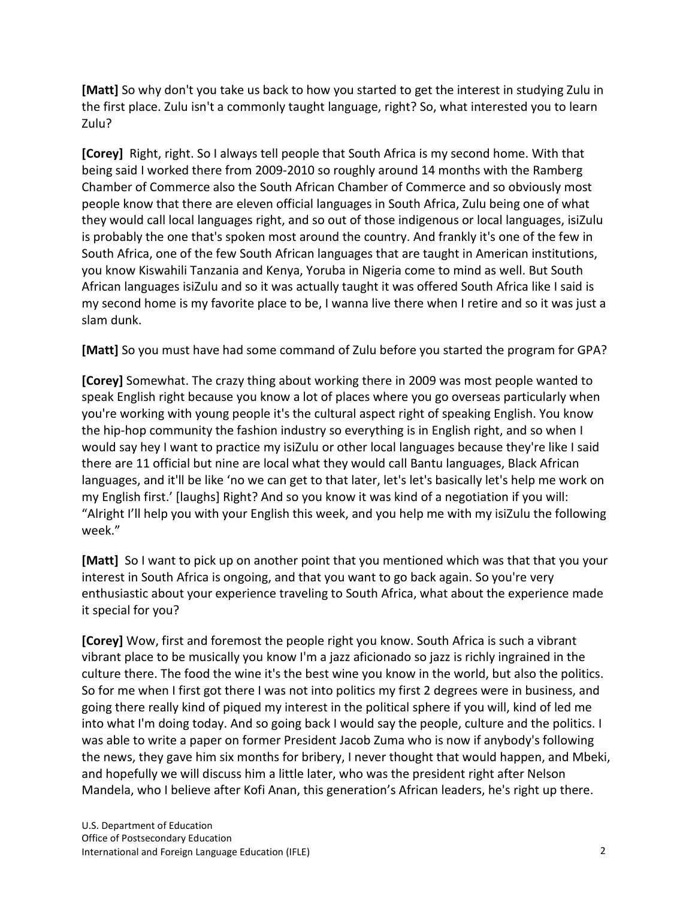**[Matt]** So why don't you take us back to how you started to get the interest in studying Zulu in the first place. Zulu isn't a commonly taught language, right? So, what interested you to learn Zulu?

**[Corey]** Right, right. So I always tell people that South Africa is my second home. With that being said I worked there from 2009-2010 so roughly around 14 months with the Ramberg Chamber of Commerce also the South African Chamber of Commerce and so obviously most people know that there are eleven official languages in South Africa, Zulu being one of what they would call local languages right, and so out of those indigenous or local languages, isiZulu is probably the one that's spoken most around the country. And frankly it's one of the few in South Africa, one of the few South African languages that are taught in American institutions, you know Kiswahili Tanzania and Kenya, Yoruba in Nigeria come to mind as well. But South African languages isiZulu and so it was actually taught it was offered South Africa like I said is my second home is my favorite place to be, I wanna live there when I retire and so it was just a slam dunk.

**[Matt]** So you must have had some command of Zulu before you started the program for GPA?

**[Corey]** Somewhat. The crazy thing about working there in 2009 was most people wanted to speak English right because you know a lot of places where you go overseas particularly when you're working with young people it's the cultural aspect right of speaking English. You know the hip-hop community the fashion industry so everything is in English right, and so when I would say hey I want to practice my isiZulu or other local languages because they're like I said there are 11 official but nine are local what they would call Bantu languages, Black African languages, and it'll be like 'no we can get to that later, let's let's basically let's help me work on my English first.' [laughs] Right? And so you know it was kind of a negotiation if you will: "Alright I'll help you with your English this week, and you help me with my isiZulu the following week."

**[Matt]** So I want to pick up on another point that you mentioned which was that that you your interest in South Africa is ongoing, and that you want to go back again. So you're very enthusiastic about your experience traveling to South Africa, what about the experience made it special for you?

**[Corey]** Wow, first and foremost the people right you know. South Africa is such a vibrant vibrant place to be musically you know I'm a jazz aficionado so jazz is richly ingrained in the culture there. The food the wine it's the best wine you know in the world, but also the politics. So for me when I first got there I was not into politics my first 2 degrees were in business, and going there really kind of piqued my interest in the political sphere if you will, kind of led me into what I'm doing today. And so going back I would say the people, culture and the politics. I was able to write a paper on former President Jacob Zuma who is now if anybody's following the news, they gave him six months for bribery, I never thought that would happen, and Mbeki, and hopefully we will discuss him a little later, who was the president right after Nelson Mandela, who I believe after Kofi Anan, this generation's African leaders, he's right up there.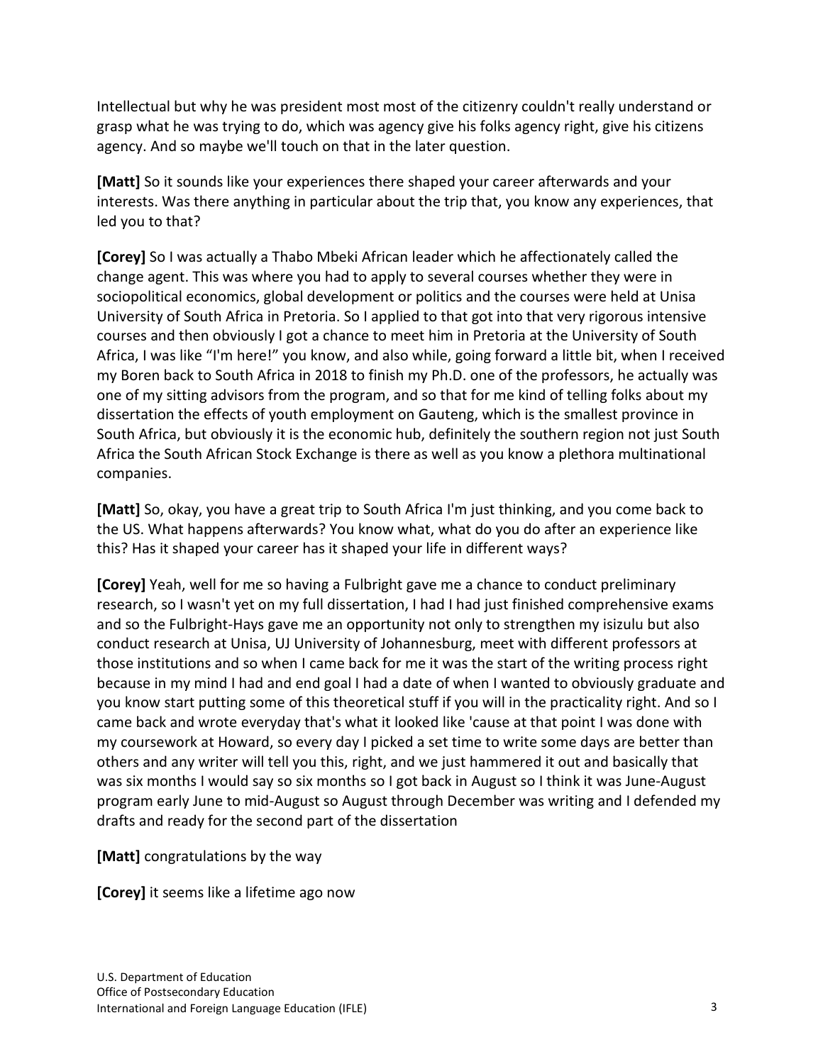Intellectual but why he was president most most of the citizenry couldn't really understand or grasp what he was trying to do, which was agency give his folks agency right, give his citizens agency. And so maybe we'll touch on that in the later question.

**[Matt]** So it sounds like your experiences there shaped your career afterwards and your interests. Was there anything in particular about the trip that, you know any experiences, that led you to that?

**[Corey]** So I was actually a Thabo Mbeki African leader which he affectionately called the change agent. This was where you had to apply to several courses whether they were in sociopolitical economics, global development or politics and the courses were held at Unisa University of South Africa in Pretoria. So I applied to that got into that very rigorous intensive courses and then obviously I got a chance to meet him in Pretoria at the University of South Africa, I was like "I'm here!" you know, and also while, going forward a little bit, when I received my Boren back to South Africa in 2018 to finish my Ph.D. one of the professors, he actually was one of my sitting advisors from the program, and so that for me kind of telling folks about my dissertation the effects of youth employment on Gauteng, which is the smallest province in South Africa, but obviously it is the economic hub, definitely the southern region not just South Africa the South African Stock Exchange is there as well as you know a plethora multinational companies.

**[Matt]** So, okay, you have a great trip to South Africa I'm just thinking, and you come back to the US. What happens afterwards? You know what, what do you do after an experience like this? Has it shaped your career has it shaped your life in different ways?

**[Corey]** Yeah, well for me so having a Fulbright gave me a chance to conduct preliminary research, so I wasn't yet on my full dissertation, I had I had just finished comprehensive exams and so the Fulbright-Hays gave me an opportunity not only to strengthen my isizulu but also conduct research at Unisa, UJ University of Johannesburg, meet with different professors at those institutions and so when I came back for me it was the start of the writing process right because in my mind I had and end goal I had a date of when I wanted to obviously graduate and you know start putting some of this theoretical stuff if you will in the practicality right. And so I came back and wrote everyday that's what it looked like 'cause at that point I was done with my coursework at Howard, so every day I picked a set time to write some days are better than others and any writer will tell you this, right, and we just hammered it out and basically that was six months I would say so six months so I got back in August so I think it was June-August program early June to mid-August so August through December was writing and I defended my drafts and ready for the second part of the dissertation

**[Matt]** congratulations by the way

**[Corey]** it seems like a lifetime ago now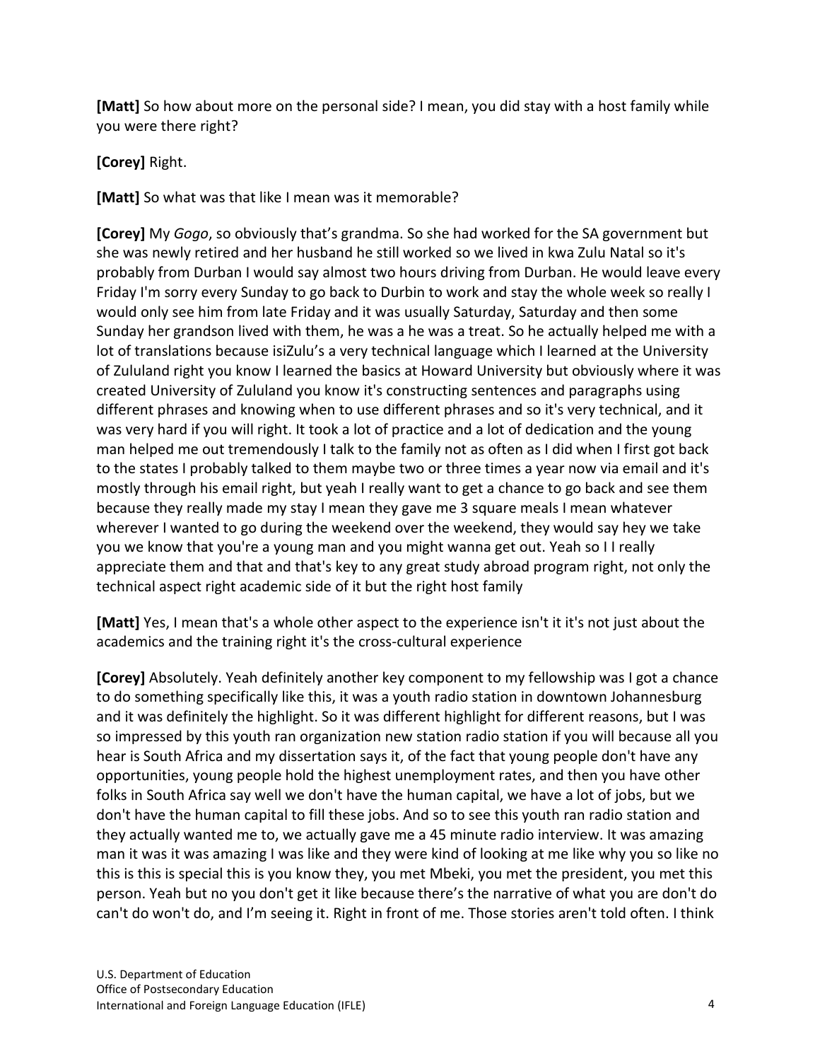**[Matt]** So how about more on the personal side? I mean, you did stay with a host family while you were there right?

**[Corey]** Right.

**[Matt]** So what was that like I mean was it memorable?

**[Corey]** My *Gogo*, so obviously that's grandma. So she had worked for the SA government but she was newly retired and her husband he still worked so we lived in kwa Zulu Natal so it's probably from Durban I would say almost two hours driving from Durban. He would leave every Friday I'm sorry every Sunday to go back to Durbin to work and stay the whole week so really I would only see him from late Friday and it was usually Saturday, Saturday and then some Sunday her grandson lived with them, he was a he was a treat. So he actually helped me with a lot of translations because isiZulu's a very technical language which I learned at the University of Zululand right you know I learned the basics at Howard University but obviously where it was created University of Zululand you know it's constructing sentences and paragraphs using different phrases and knowing when to use different phrases and so it's very technical, and it was very hard if you will right. It took a lot of practice and a lot of dedication and the young man helped me out tremendously I talk to the family not as often as I did when I first got back to the states I probably talked to them maybe two or three times a year now via email and it's mostly through his email right, but yeah I really want to get a chance to go back and see them because they really made my stay I mean they gave me 3 square meals I mean whatever wherever I wanted to go during the weekend over the weekend, they would say hey we take you we know that you're a young man and you might wanna get out. Yeah so I I really appreciate them and that and that's key to any great study abroad program right, not only the technical aspect right academic side of it but the right host family

**[Matt]** Yes, I mean that's a whole other aspect to the experience isn't it it's not just about the academics and the training right it's the cross-cultural experience

**[Corey]** Absolutely. Yeah definitely another key component to my fellowship was I got a chance to do something specifically like this, it was a youth radio station in downtown Johannesburg and it was definitely the highlight. So it was different highlight for different reasons, but I was so impressed by this youth ran organization new station radio station if you will because all you hear is South Africa and my dissertation says it, of the fact that young people don't have any opportunities, young people hold the highest unemployment rates, and then you have other folks in South Africa say well we don't have the human capital, we have a lot of jobs, but we don't have the human capital to fill these jobs. And so to see this youth ran radio station and they actually wanted me to, we actually gave me a 45 minute radio interview. It was amazing man it was it was amazing I was like and they were kind of looking at me like why you so like no this is this is special this is you know they, you met Mbeki, you met the president, you met this person. Yeah but no you don't get it like because there's the narrative of what you are don't do can't do won't do, and I'm seeing it. Right in front of me. Those stories aren't told often. I think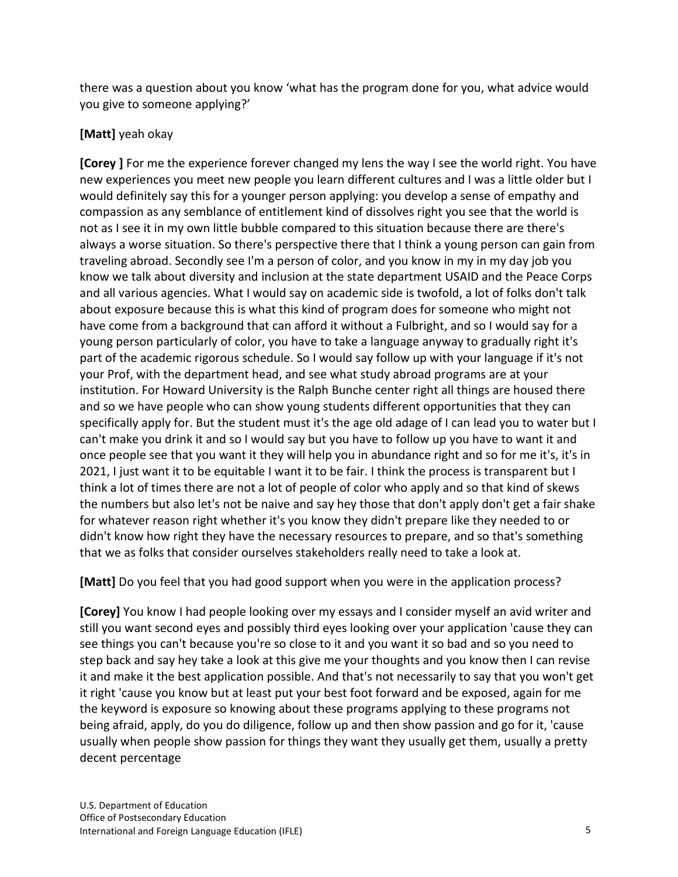there was a question about you know 'what has the program done for you, what advice would you give to someone applying?'

**[Matt]** yeah okay

**[Corey ]** For me the experience forever changed my lens the way I see the world right. You have new experiences you meet new people you learn different cultures and I was a little older but I would definitely say this for a younger person applying: you develop a sense of empathy and compassion as any semblance of entitlement kind of dissolves right you see that the world is not as I see it in my own little bubble compared to this situation because there are there's always a worse situation. So there's perspective there that I think a young person can gain from traveling abroad. Secondly see I'm a person of color, and you know in my in my day job you know we talk about diversity and inclusion at the state department USAID and the Peace Corps and all various agencies. What I would say on academic side is twofold, a lot of folks don't talk about exposure because this is what this kind of program does for someone who might not have come from a background that can afford it without a Fulbright, and so I would say for a young person particularly of color, you have to take a language anyway to gradually right it's part of the academic rigorous schedule. So I would say follow up with your language if it's not your Prof, with the department head, and see what study abroad programs are at your institution. For Howard University is the Ralph Bunche center right all things are housed there and so we have people who can show young students different opportunities that they can specifically apply for. But the student must it's the age old adage of I can lead you to water but I can't make you drink it and so I would say but you have to follow up you have to want it and once people see that you want it they will help you in abundance right and so for me it's, it's in 2021, I just want it to be equitable I want it to be fair. I think the process is transparent but I think a lot of times there are not a lot of people of color who apply and so that kind of skews the numbers but also let's not be naive and say hey those that don't apply don't get a fair shake for whatever reason right whether it's you know they didn't prepare like they needed to or didn't know how right they have the necessary resources to prepare, and so that's something that we as folks that consider ourselves stakeholders really need to take a look at.

**[Matt]** Do you feel that you had good support when you were in the application process?

**[Corey]** You know I had people looking over my essays and I consider myself an avid writer and still you want second eyes and possibly third eyes looking over your application 'cause they can see things you can't because you're so close to it and you want it so bad and so you need to step back and say hey take a look at this give me your thoughts and you know then I can revise it and make it the best application possible. And that's not necessarily to say that you won't get it right 'cause you know but at least put your best foot forward and be exposed, again for me the keyword is exposure so knowing about these programs applying to these programs not being afraid, apply, do you do diligence, follow up and then show passion and go for it, 'cause usually when people show passion for things they want they usually get them, usually a pretty decent percentage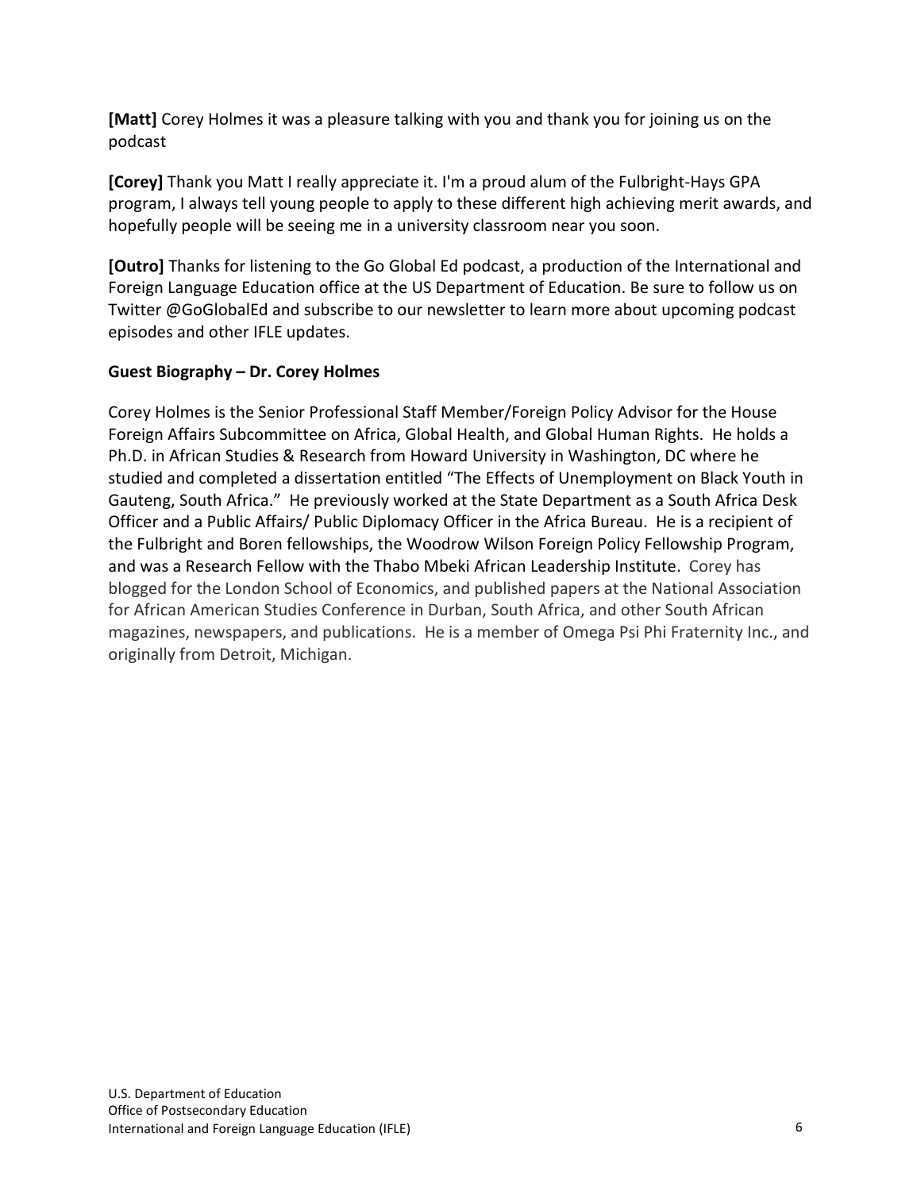**[Matt]** Corey Holmes it was a pleasure talking with you and thank you for joining us on the podcast

**[Corey]** Thank you Matt I really appreciate it. I'm a proud alum of the Fulbright-Hays GPA program, I always tell young people to apply to these different high achieving merit awards, and hopefully people will be seeing me in a university classroom near you soon.

**[Outro]** Thanks for listening to the Go Global Ed podcast, a production of the International and Foreign Language Education office at the US Department of Education. Be sure to follow us on Twitter @GoGlobalEd and subscribe to our newsletter to learn more about upcoming podcast episodes and other IFLE updates.

**Guest Biography – Dr. Corey Holmes**

Corey Holmes is the Senior Professional Staff Member/Foreign Policy Advisor for the House Foreign Affairs Subcommittee on Africa, Global Health, and Global Human Rights. He holds a Ph.D. in African Studies & Research from Howard University in Washington, DC where he studied and completed a dissertation entitled "The Effects of Unemployment on Black Youth in Gauteng, South Africa." He previously worked at the State Department as a South Africa Desk Officer and a Public Affairs/ Public Diplomacy Officer in the Africa Bureau. He is a recipient of the Fulbright and Boren fellowships, the Woodrow Wilson Foreign Policy Fellowship Program, and was a Research Fellow with the Thabo Mbeki African Leadership Institute. Corey has blogged for the London School of Economics, and published papers at the National Association for African American Studies Conference in Durban, South Africa, and other South African magazines, newspapers, and publications. He is a member of Omega Psi Phi Fraternity Inc., and originally from Detroit, Michigan.